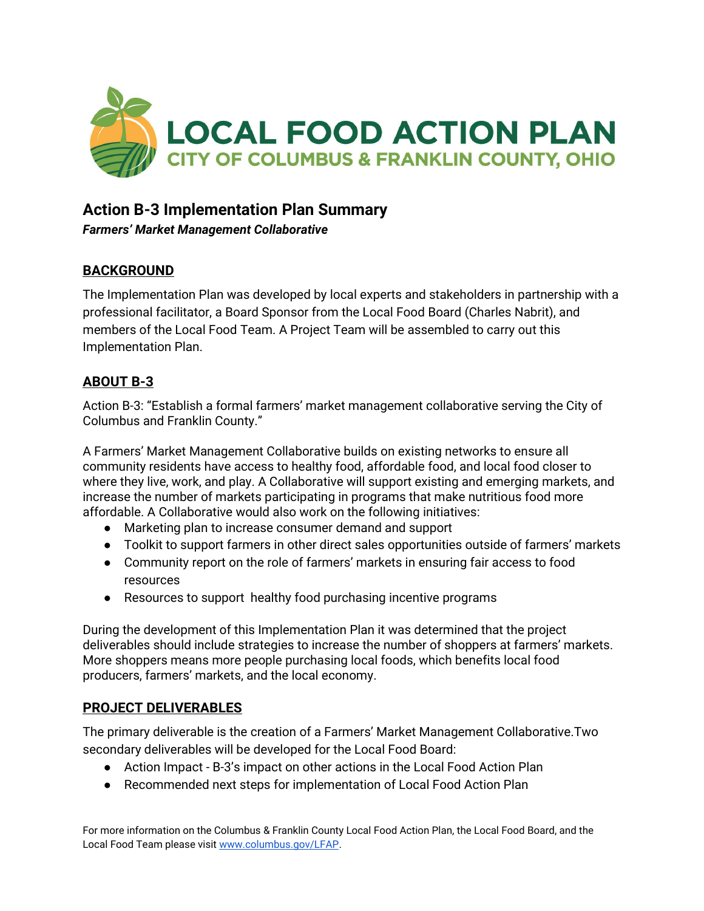# LOCAL FOOD ACTION PLAN

CITY OF COLUMBUS & FRANKLIN COUNTY, OHIO

## Action B-3 Implementation Plan Summary

***Farmers' Market Management Collaborative***

### BACKGROUND

The Implementation Plan was developed by local experts and stakeholders in partnership with a professional facilitator, a Board Sponsor from the Local Food Board (Charles Nabrit), and members of the Local Food Team. A Project Team will be assembled to carry out this Implementation Plan.

### ABOUT B-3

Action B-3: "Establish a formal farmers' market management collaborative serving the City of Columbus and Franklin County."

A Farmers' Market Management Collaborative builds on existing networks to ensure all community residents have access to healthy food, affordable food, and local food closer to where they live, work, and play. A Collaborative will support existing and emerging markets, and increase the number of markets participating in programs that make nutritious food more affordable. A Collaborative would also work on the following initiatives:

- Marketing plan to increase consumer demand and support
- Toolkit to support farmers in other direct sales opportunities outside of farmers' markets
- Community report on the role of farmers' markets in ensuring fair access to food resources
- Resources to support healthy food purchasing incentive programs

During the development of this Implementation Plan it was determined that the project deliverables should include strategies to increase the number of shoppers at farmers' markets. More shoppers means more people purchasing local foods, which benefits local food producers, farmers' markets, and the local economy.

### PROJECT DELIVERABLES

The primary deliverable is the creation of a Farmers' Market Management Collaborative.Two secondary deliverables will be developed for the Local Food Board:

- Action Impact - B-3's impact on other actions in the Local Food Action Plan
- Recommended next steps for implementation of Local Food Action Plan

For more information on the Columbus & Franklin County Local Food Action Plan, the Local Food Board, and the Local Food Team please visit [www.columbus.gov/LFAP](http://www.columbus.gov/LFAP).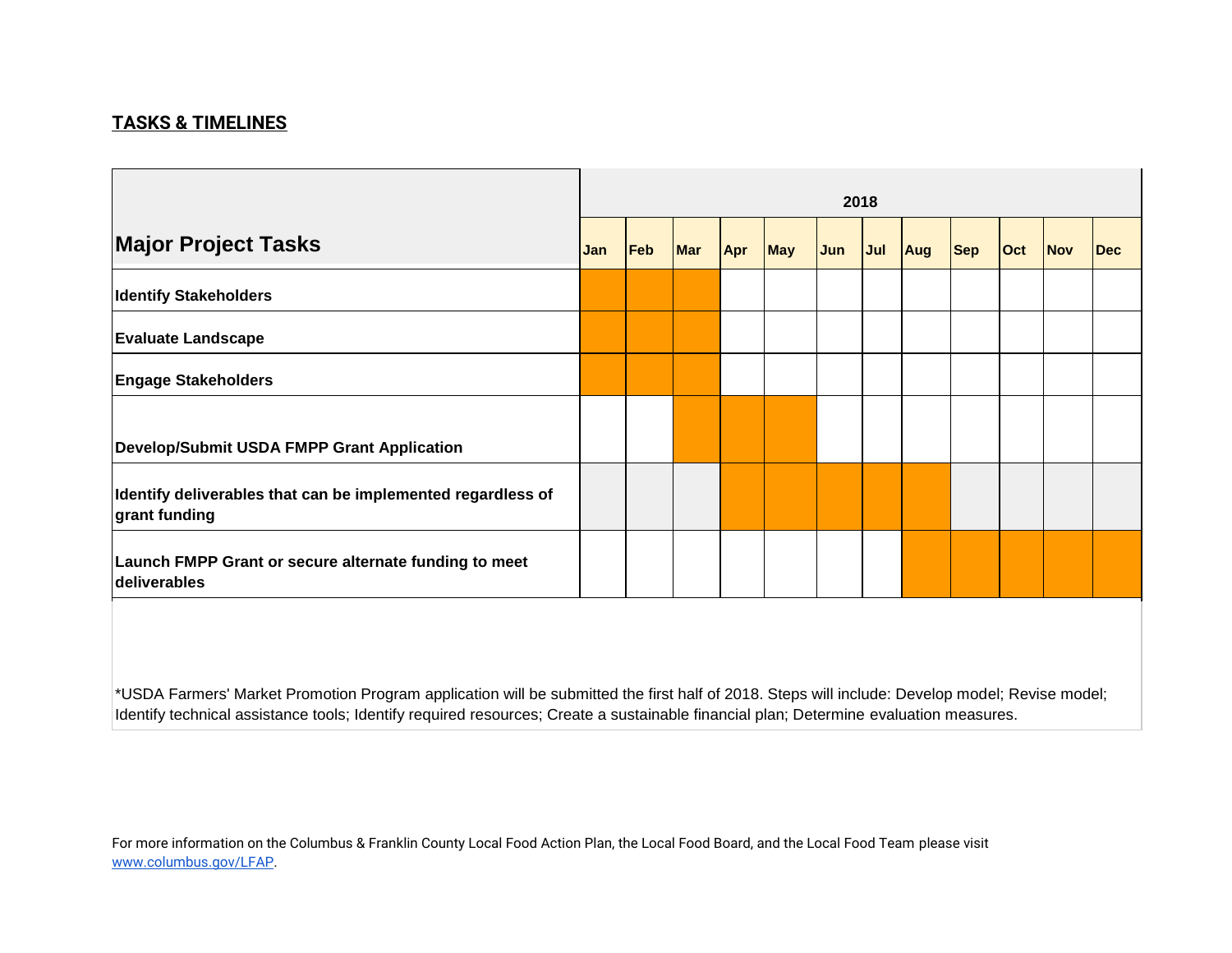## TASKS & TIMELINES

| Major Project Tasks | 2018 | | | | | | | | | | | |
|---|---|---|---|---|---|---|---|---|---|---|---|---|
| | Jan | Feb | Mar | Apr | May | Jun | Jul | Aug | Sep | Oct | Nov | Dec |
| **Identify Stakeholders** | ■ | ■ | ■ | | | | | | | | | |
| **Evaluate Landscape** | ■ | ■ | ■ | | | | | | | | | |
| **Engage Stakeholders** | ■ | ■ | ■ | | | | | | | | | |
| **Develop/Submit USDA FMPP Grant Application** | | | ■ | ■ | ■ | | | | | | | |
| **Identify deliverables that can be implemented regardless of grant funding** | | | | ■ | ■ | ■ | ■ | ■ | | | | |
| **Launch FMPP Grant or secure alternate funding to meet deliverables** | | | | | | | | ■ | ■ | ■ | ■ | ■ |

*USDA Farmers' Market Promotion Program application will be submitted the first half of 2018. Steps will include: Develop model; Revise model; Identify technical assistance tools; Identify required resources; Create a sustainable financial plan; Determine evaluation measures.

For more information on the Columbus & Franklin County Local Food Action Plan, the Local Food Board, and the Local Food Team please visit www.columbus.gov/LFAP.